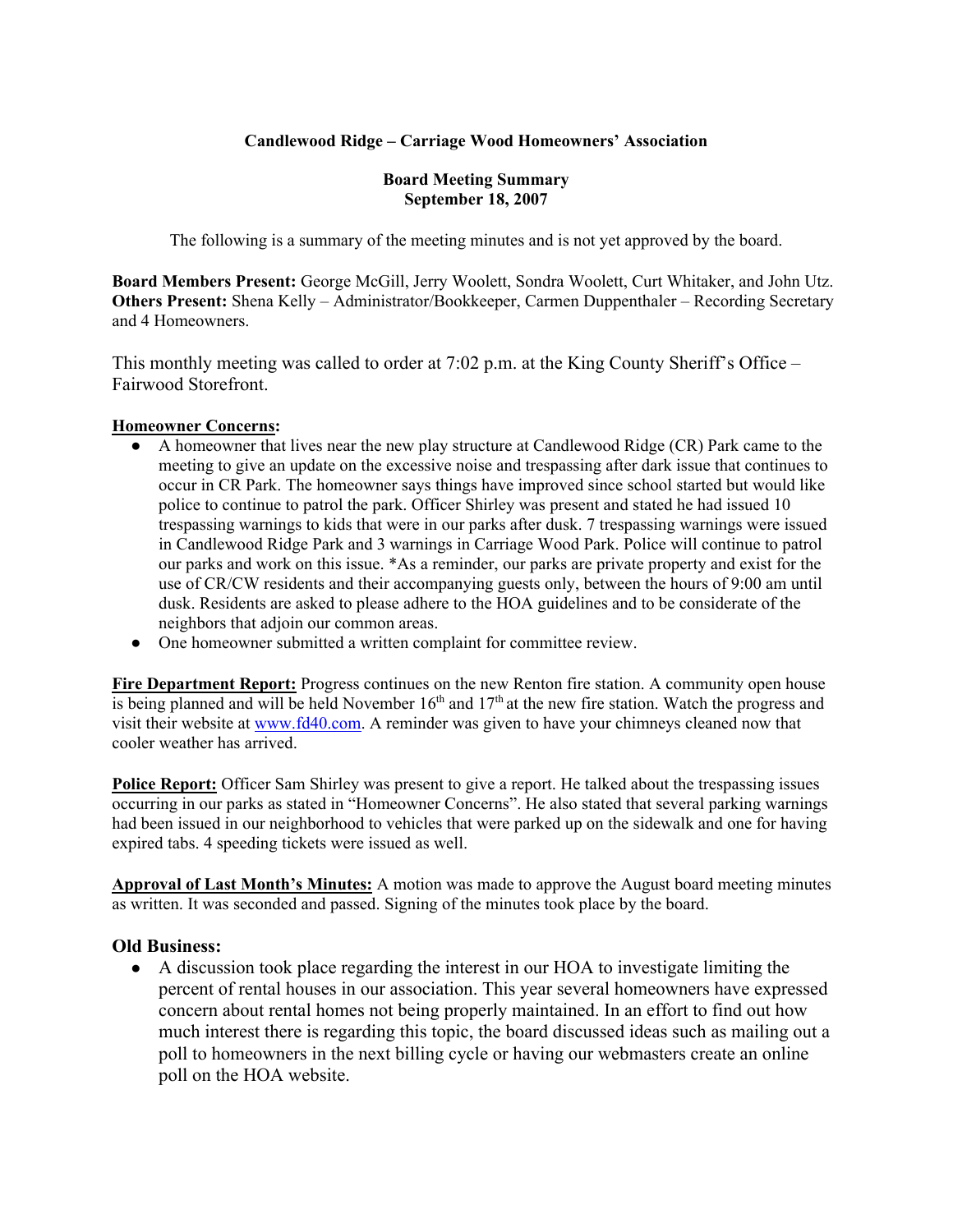**Candlewood Ridge – Carriage Wood Homeowners' Association**

**Board Meeting Summary**
**September 18, 2007**

The following is a summary of the meeting minutes and is not yet approved by the board.

**Board Members Present:** George McGill, Jerry Woolett, Sondra Woolett, Curt Whitaker, and John Utz.
**Others Present:** Shena Kelly – Administrator/Bookkeeper, Carmen Duppenthaler – Recording Secretary and 4 Homeowners.

This monthly meeting was called to order at 7:02 p.m. at the King County Sheriff's Office – Fairwood Storefront.

**Homeowner Concerns:**

- A homeowner that lives near the new play structure at Candlewood Ridge (CR) Park came to the meeting to give an update on the excessive noise and trespassing after dark issue that continues to occur in CR Park. The homeowner says things have improved since school started but would like police to continue to patrol the park. Officer Shirley was present and stated he had issued 10 trespassing warnings to kids that were in our parks after dusk. 7 trespassing warnings were issued in Candlewood Ridge Park and 3 warnings in Carriage Wood Park. Police will continue to patrol our parks and work on this issue. *As a reminder, our parks are private property and exist for the use of CR/CW residents and their accompanying guests only, between the hours of 9:00 am until dusk. Residents are asked to please adhere to the HOA guidelines and to be considerate of the neighbors that adjoin our common areas.
- One homeowner submitted a written complaint for committee review.

**Fire Department Report:** Progress continues on the new Renton fire station. A community open house is being planned and will be held November 16th and 17th at the new fire station. Watch the progress and visit their website at www.fd40.com. A reminder was given to have your chimneys cleaned now that cooler weather has arrived.

**Police Report:** Officer Sam Shirley was present to give a report. He talked about the trespassing issues occurring in our parks as stated in "Homeowner Concerns". He also stated that several parking warnings had been issued in our neighborhood to vehicles that were parked up on the sidewalk and one for having expired tabs. 4 speeding tickets were issued as well.

**Approval of Last Month's Minutes:** A motion was made to approve the August board meeting minutes as written. It was seconded and passed. Signing of the minutes took place by the board.

## Old Business:

- A discussion took place regarding the interest in our HOA to investigate limiting the percent of rental houses in our association. This year several homeowners have expressed concern about rental homes not being properly maintained. In an effort to find out how much interest there is regarding this topic, the board discussed ideas such as mailing out a poll to homeowners in the next billing cycle or having our webmasters create an online poll on the HOA website.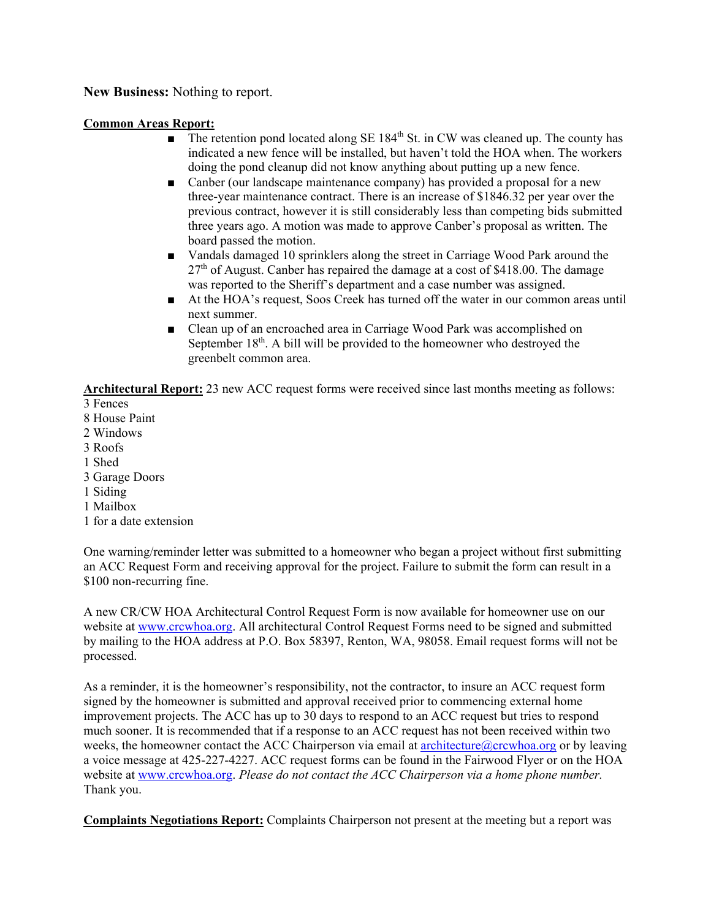**New Business:** Nothing to report.

**Common Areas Report:**

- The retention pond located along SE 184th St. in CW was cleaned up. The county has indicated a new fence will be installed, but haven't told the HOA when. The workers doing the pond cleanup did not know anything about putting up a new fence.
- Canber (our landscape maintenance company) has provided a proposal for a new three-year maintenance contract. There is an increase of $1846.32 per year over the previous contract, however it is still considerably less than competing bids submitted three years ago. A motion was made to approve Canber's proposal as written. The board passed the motion.
- Vandals damaged 10 sprinklers along the street in Carriage Wood Park around the 27th of August. Canber has repaired the damage at a cost of $418.00. The damage was reported to the Sheriff's department and a case number was assigned.
- At the HOA's request, Soos Creek has turned off the water in our common areas until next summer.
- Clean up of an encroached area in Carriage Wood Park was accomplished on September 18th. A bill will be provided to the homeowner who destroyed the greenbelt common area.

**Architectural Report:** 23 new ACC request forms were received since last months meeting as follows:

3 Fences
8 House Paint
2 Windows
3 Roofs
1 Shed
3 Garage Doors
1 Siding
1 Mailbox
1 for a date extension

One warning/reminder letter was submitted to a homeowner who began a project without first submitting an ACC Request Form and receiving approval for the project. Failure to submit the form can result in a $100 non-recurring fine.

A new CR/CW HOA Architectural Control Request Form is now available for homeowner use on our website at www.crcwhoa.org. All architectural Control Request Forms need to be signed and submitted by mailing to the HOA address at P.O. Box 58397, Renton, WA, 98058. Email request forms will not be processed.

As a reminder, it is the homeowner's responsibility, not the contractor, to insure an ACC request form signed by the homeowner is submitted and approval received prior to commencing external home improvement projects. The ACC has up to 30 days to respond to an ACC request but tries to respond much sooner. It is recommended that if a response to an ACC request has not been received within two weeks, the homeowner contact the ACC Chairperson via email at architecture@crcwhoa.org or by leaving a voice message at 425-227-4227. ACC request forms can be found in the Fairwood Flyer or on the HOA website at www.crcwhoa.org. *Please do not contact the ACC Chairperson via a home phone number.* Thank you.

**Complaints Negotiations Report:** Complaints Chairperson not present at the meeting but a report was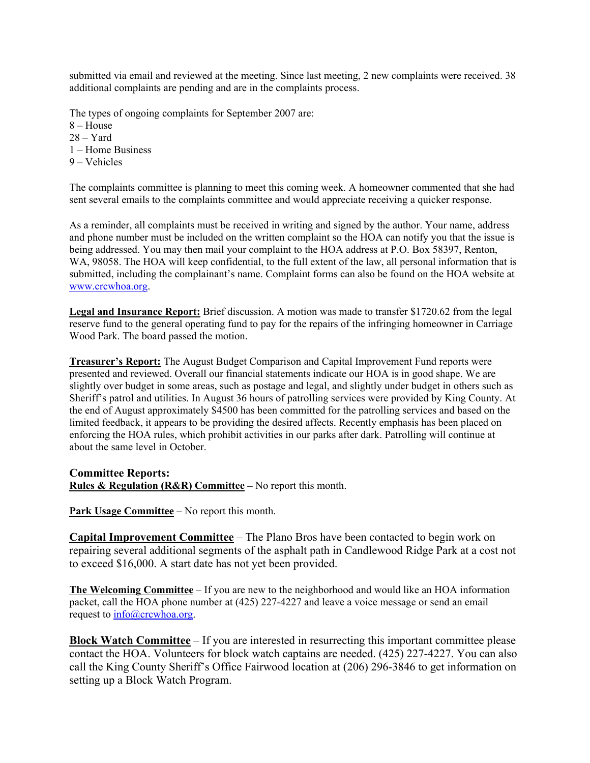submitted via email and reviewed at the meeting. Since last meeting, 2 new complaints were received. 38 additional complaints are pending and are in the complaints process.

The types of ongoing complaints for September 2007 are:
8 – House
28 – Yard
1 – Home Business
9 – Vehicles

The complaints committee is planning to meet this coming week. A homeowner commented that she had sent several emails to the complaints committee and would appreciate receiving a quicker response.

As a reminder, all complaints must be received in writing and signed by the author. Your name, address and phone number must be included on the written complaint so the HOA can notify you that the issue is being addressed. You may then mail your complaint to the HOA address at P.O. Box 58397, Renton, WA, 98058. The HOA will keep confidential, to the full extent of the law, all personal information that is submitted, including the complainant's name. Complaint forms can also be found on the HOA website at [www.crcwhoa.org](http://www.crcwhoa.org).

**Legal and Insurance Report:** Brief discussion. A motion was made to transfer $1720.62 from the legal reserve fund to the general operating fund to pay for the repairs of the infringing homeowner in Carriage Wood Park. The board passed the motion.

**Treasurer's Report:** The August Budget Comparison and Capital Improvement Fund reports were presented and reviewed. Overall our financial statements indicate our HOA is in good shape. We are slightly over budget in some areas, such as postage and legal, and slightly under budget in others such as Sheriff's patrol and utilities. In August 36 hours of patrolling services were provided by King County. At the end of August approximately $4500 has been committed for the patrolling services and based on the limited feedback, it appears to be providing the desired affects. Recently emphasis has been placed on enforcing the HOA rules, which prohibit activities in our parks after dark. Patrolling will continue at about the same level in October.

## Committee Reports:

**Rules & Regulation (R&R) Committee –** No report this month.

**Park Usage Committee** – No report this month.

**Capital Improvement Committee** – The Plano Bros have been contacted to begin work on repairing several additional segments of the asphalt path in Candlewood Ridge Park at a cost not to exceed $16,000. A start date has not yet been provided.

**The Welcoming Committee** – If you are new to the neighborhood and would like an HOA information packet, call the HOA phone number at (425) 227-4227 and leave a voice message or send an email request to [info@crcwhoa.org](mailto:info@crcwhoa.org).

**Block Watch Committee** – If you are interested in resurrecting this important committee please contact the HOA. Volunteers for block watch captains are needed. (425) 227-4227. You can also call the King County Sheriff's Office Fairwood location at (206) 296-3846 to get information on setting up a Block Watch Program.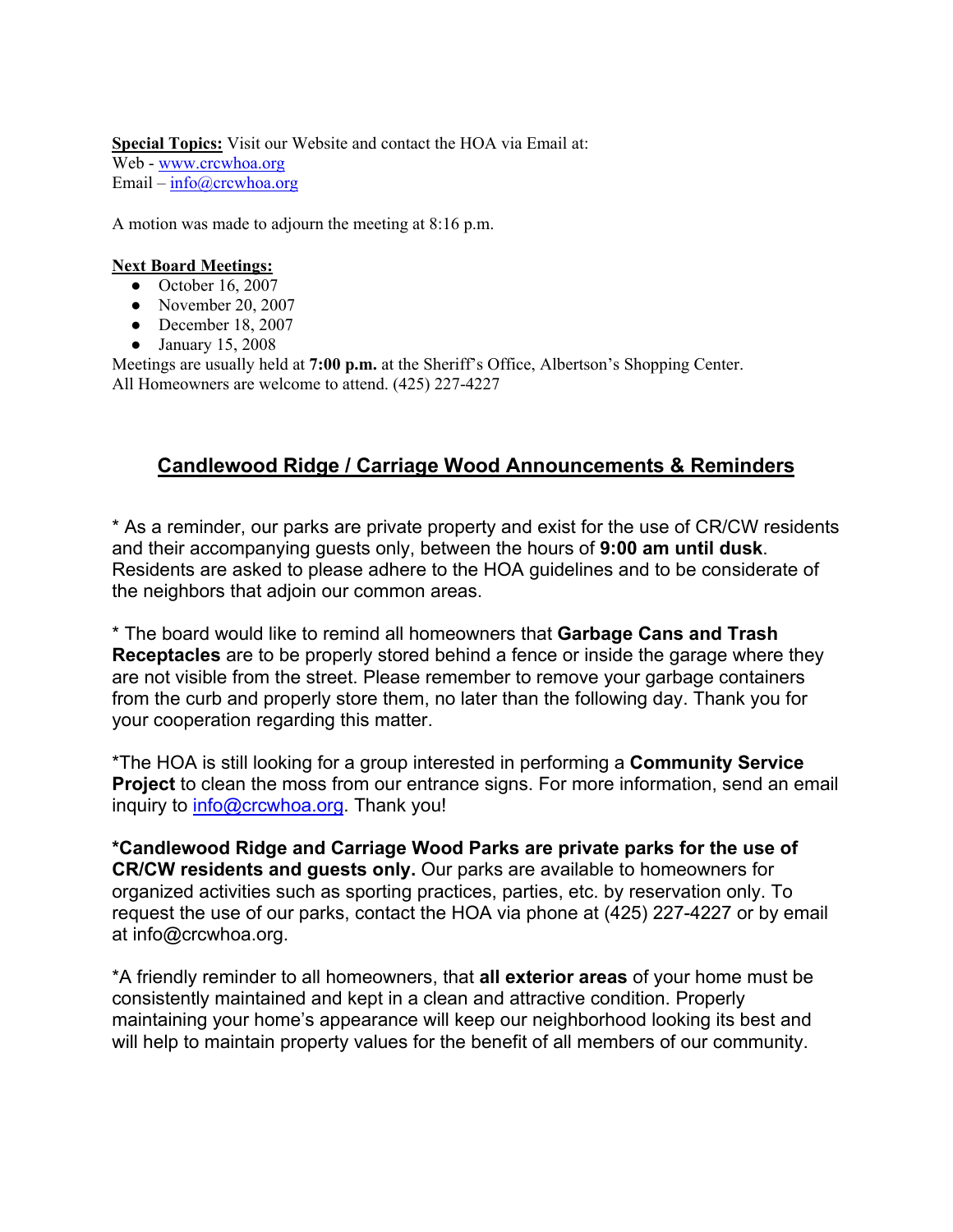**Special Topics:** Visit our Website and contact the HOA via Email at:
Web - www.crcwhoa.org
Email – info@crcwhoa.org

A motion was made to adjourn the meeting at 8:16 p.m.

**Next Board Meetings:**

- October 16, 2007
- November 20, 2007
- December 18, 2007
- January 15, 2008

Meetings are usually held at **7:00 p.m.** at the Sheriff's Office, Albertson's Shopping Center.
All Homeowners are welcome to attend. (425) 227-4227

## Candlewood Ridge / Carriage Wood Announcements & Reminders

* As a reminder, our parks are private property and exist for the use of CR/CW residents and their accompanying guests only, between the hours of **9:00 am until dusk**. Residents are asked to please adhere to the HOA guidelines and to be considerate of the neighbors that adjoin our common areas.

* The board would like to remind all homeowners that **Garbage Cans and Trash Receptacles** are to be properly stored behind a fence or inside the garage where they are not visible from the street. Please remember to remove your garbage containers from the curb and properly store them, no later than the following day. Thank you for your cooperation regarding this matter.

*The HOA is still looking for a group interested in performing a **Community Service Project** to clean the moss from our entrance signs. For more information, send an email inquiry to info@crcwhoa.org. Thank you!

***Candlewood Ridge and Carriage Wood Parks are private parks for the use of CR/CW residents and guests only.** Our parks are available to homeowners for organized activities such as sporting practices, parties, etc. by reservation only. To request the use of our parks, contact the HOA via phone at (425) 227-4227 or by email at info@crcwhoa.org.

*A friendly reminder to all homeowners, that **all exterior areas** of your home must be consistently maintained and kept in a clean and attractive condition. Properly maintaining your home's appearance will keep our neighborhood looking its best and will help to maintain property values for the benefit of all members of our community.